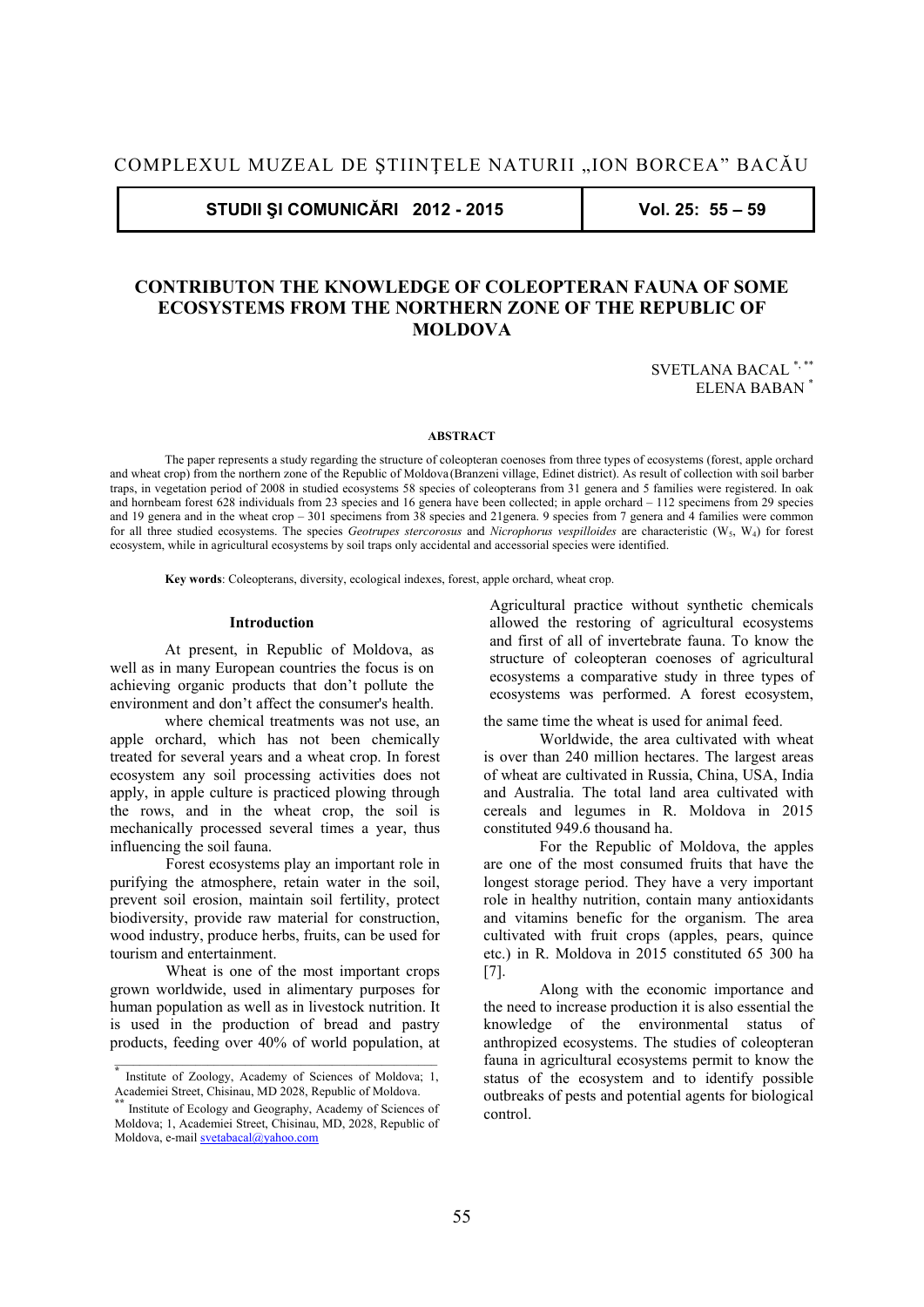# CONTRIBUTON THE KNOWLEDGE OF COLEOPTERAN FAUNA OF SOME ECOSYSTEMS FROM THE NORTHERN ZONE OF THE REPUBLIC OF MOLDOVA

SVETLANA BACAL [*, **]
ELENA BABAN [*]

**ABSTRACT**

The paper represents a study regarding the structure of coleopteran coenoses from three types of ecosystems (forest, apple orchard and wheat crop) from the northern zone of the Republic of Moldova (Branzeni village, Edinet district). As result of collection with soil barber traps, in vegetation period of 2008 in studied ecosystems 58 species of coleopterans from 31 genera and 5 families were registered. In oak and hornbeam forest 628 individuals from 23 species and 16 genera have been collected; in apple orchard – 112 specimens from 29 species and 19 genera and in the wheat crop – 301 specimens from 38 species and 21genera. 9 species from 7 genera and 4 families were common for all three studied ecosystems. The species *Geotrupes stercorosus* and *Nicrophorus vespilloides* are characteristic ($W_5$, $W_4$) for forest ecosystem, while in agricultural ecosystems by soil traps only accidental and accessorial species were identified.

**Key words**: Coleopterans, diversity, ecological indexes, forest, apple orchard, wheat crop.

## Introduction

At present, in Republic of Moldova, as well as in many European countries the focus is on achieving organic products that don't pollute the environment and don't affect the consumer's health.

Agricultural practice without synthetic chemicals allowed the restoring of agricultural ecosystems and first of all of invertebrate fauna. To know the structure of coleopteran coenoses of agricultural ecosystems a comparative study in three types of ecosystems was performed. A forest ecosystem, where chemical treatments was not use, an apple orchard, which has not been chemically treated for several years and a wheat crop. In forest ecosystem any soil processing activities does not apply, in apple culture is practiced plowing through the rows, and in the wheat crop, the soil is mechanically processed several times a year, thus influencing the soil fauna.

Forest ecosystems play an important role in purifying the atmosphere, retain water in the soil, prevent soil erosion, maintain soil fertility, protect biodiversity, provide raw material for construction, wood industry, produce herbs, fruits, can be used for tourism and entertainment.

Wheat is one of the most important crops grown worldwide, used in alimentary purposes for human population as well as in livestock nutrition. It is used in the production of bread and pastry products, feeding over 40% of world population, at the same time the wheat is used for animal feed.

Worldwide, the area cultivated with wheat is over than 240 million hectares. The largest areas of wheat are cultivated in Russia, China, USA, India and Australia. The total land area cultivated with cereals and legumes in R. Moldova in 2015 constituted 949.6 thousand ha.

For the Republic of Moldova, the apples are one of the most consumed fruits that have the longest storage period. They have a very important role in healthy nutrition, contain many antioxidants and vitamins benefic for the organism. The area cultivated with fruit crops (apples, pears, quince etc.) in R. Moldova in 2015 constituted 65 300 ha [7].

Along with the economic importance and the need to increase production it is also essential the knowledge of the environmental status of anthropized ecosystems. The studies of coleopteran fauna in agricultural ecosystems permit to know the status of the ecosystem and to identify possible outbreaks of pests and potential agents for biological control.

---

[*] Institute of Zoology, Academy of Sciences of Moldova; 1, Academiei Street, Chisinau, MD 2028, Republic of Moldova.

[**] Institute of Ecology and Geography, Academy of Sciences of Moldova; 1, Academiei Street, Chisinau, MD, 2028, Republic of Moldova, e-mail svetabacal@yahoo.com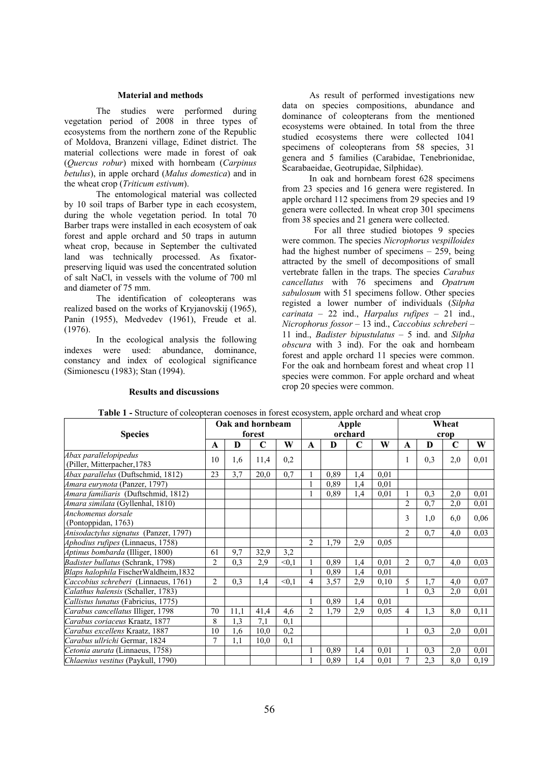## Material and methods

The studies were performed during vegetation period of 2008 in three types of ecosystems from the northern zone of the Republic of Moldova, Branzeni village, Edinet district. The material collections were made in forest of oak (*Quercus robur*) mixed with hornbeam (*Carpinus betulus*), in apple orchard (*Malus domestica*) and in the wheat crop (*Triticum estivum*).

The entomological material was collected by 10 soil traps of Barber type in each ecosystem, during the whole vegetation period. In total 70 Barber traps were installed in each ecosystem of oak forest and apple orchard and 50 traps in autumn wheat crop, because in September the cultivated land was technically processed. As fixator-preserving liquid was used the concentrated solution of salt NaCl, in vessels with the volume of 700 ml and diameter of 75 mm.

The identification of coleopterans was realized based on the works of Kryjanovskij (1965), Panin (1955), Medvedev (1961), Freude et al. (1976).

In the ecological analysis the following indexes were used: abundance, dominance, constancy and index of ecological significance (Simionescu (1983); Stan (1994).

## Results and discussions

As result of performed investigations new data on species compositions, abundance and dominance of coleopterans from the mentioned ecosystems were obtained. In total from the three studied ecosystems there were collected 1041 specimens of coleopterans from 58 species, 31 genera and 5 families (Carabidae, Tenebrionidae, Scarabaeidae, Geotrupidae, Silphidae).

In oak and hornbeam forest 628 specimens from 23 species and 16 genera were registered. In apple orchard 112 specimens from 29 species and 19 genera were collected. In wheat crop 301 specimens from 38 species and 21 genera were collected.

For all three studied biotopes 9 species were common. The species *Nicrophorus vespilloides* had the highest number of specimens – 259, being attracted by the smell of decompositions of small vertebrate fallen in the traps. The species *Carabus cancellatus* with 76 specimens and *Opatrum sabulosum* with 51 specimens follow. Other species registed a lower number of individuals (*Silpha carinata* – 22 ind., *Harpalus rufipes* – 21 ind., *Nicrophorus fossor* – 13 ind., *Caccobius schreberi* – 11 ind., *Badister bipustulatus* – 5 ind. and *Silpha obscura* with 3 ind). For the oak and hornbeam forest and apple orchard 11 species were common. For the oak and hornbeam forest and wheat crop 11 species were common. For apple orchard and wheat crop 20 species were common.

**Table 1 -** Structure of coleopteran coenoses in forest ecosystem, apple orchard and wheat crop

| Species | Oak and hornbeam forest | | | | Apple orchard | | | | Wheat crop | | | |
|---|---|---|---|---|---|---|---|---|---|---|---|---|
| | A | D | C | W | A | D | C | W | A | D | C | W |
| *Abax parallelopipedus* (Piller, Mitterpacher,1783 | 10 | 1,6 | 11,4 | 0,2 | | | | | 1 | 0,3 | 2,0 | 0,01 |
| *Abax parallelus* (Duftschmid, 1812) | 23 | 3,7 | 20,0 | 0,7 | 1 | 0,89 | 1,4 | 0,01 | | | | |
| *Amara eurynota* (Panzer, 1797) | | | | | 1 | 0,89 | 1,4 | 0,01 | | | | |
| *Amara familiaris* (Duftschmid, 1812) | | | | | 1 | 0,89 | 1,4 | 0,01 | 1 | 0,3 | 2,0 | 0,01 |
| *Amara similata* (Gyllenhal, 1810) | | | | | | | | | 2 | 0,7 | 2,0 | 0,01 |
| *Anchomenus dorsale* (Pontoppidan, 1763) | | | | | | | | | 3 | 1,0 | 6,0 | 0,06 |
| *Anisodactylus signatus* (Panzer, 1797) | | | | | | | | | 2 | 0,7 | 4,0 | 0,03 |
| *Aphodius rufipes* (Linnaeus, 1758) | | | | | 2 | 1,79 | 2,9 | 0,05 | | | | |
| *Aptinus bombarda* (Illiger, 1800) | 61 | 9,7 | 32,9 | 3,2 | | | | | | | | |
| *Badister bullatus* (Schrank, 1798) | 2 | 0,3 | 2,9 | <0,1 | 1 | 0,89 | 1,4 | 0,01 | 2 | 0,7 | 4,0 | 0,03 |
| *Blaps halophila* FischerWaldheim,1832 | | | | | 1 | 0,89 | 1,4 | 0,01 | | | | |
| *Caccobius schreberi* (Linnaeus, 1761) | 2 | 0,3 | 1,4 | <0,1 | 4 | 3,57 | 2,9 | 0,10 | 5 | 1,7 | 4,0 | 0,07 |
| *Calathus halensis* (Schaller, 1783) | | | | | | | | | 1 | 0,3 | 2,0 | 0,01 |
| *Callistus lunatus* (Fabricius, 1775) | | | | | 1 | 0,89 | 1,4 | 0,01 | | | | |
| *Carabus cancellatus* Illiger, 1798 | 70 | 11,1 | 41,4 | 4,6 | 2 | 1,79 | 2,9 | 0,05 | 4 | 1,3 | 8,0 | 0,11 |
| *Carabus coriaceus* Kraatz, 1877 | 8 | 1,3 | 7,1 | 0,1 | | | | | | | | |
| *Carabus excellens* Kraatz, 1887 | 10 | 1,6 | 10,0 | 0,2 | | | | | 1 | 0,3 | 2,0 | 0,01 |
| *Carabus ullrichi* Germar, 1824 | 7 | 1,1 | 10,0 | 0,1 | | | | | | | | |
| *Cetonia aurata* (Linnaeus, 1758) | | | | | 1 | 0,89 | 1,4 | 0,01 | 1 | 0,3 | 2,0 | 0,01 |
| *Chlaenius vestitus* (Paykull, 1790) | | | | | 1 | 0,89 | 1,4 | 0,01 | 7 | 2,3 | 8,0 | 0,19 |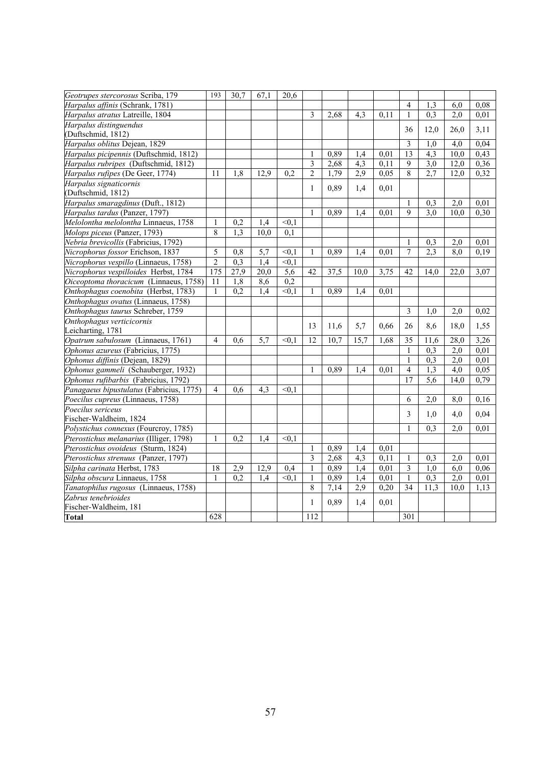| | | | | | | | | | | | | |
|---|---|---|---|---|---|---|---|---|---|---|---|---|
| *Geotrupes stercorosus* Scriba, 179 | 193 | 30,7 | 67,1 | 20,6 | | | | | | | | |
| *Harpalus affinis* (Schrank, 1781) | | | | | | | | | 4 | 1,3 | 6,0 | 0,08 |
| *Harpalus atratus* Latreille, 1804 | | | | | 3 | 2,68 | 4,3 | 0,11 | 1 | 0,3 | 2,0 | 0,01 |
| *Harpalus distinguendus* (Duftschmid, 1812) | | | | | | | | | 36 | 12,0 | 26,0 | 3,11 |
| *Harpalus oblitus* Dejean, 1829 | | | | | | | | | 3 | 1,0 | 4,0 | 0,04 |
| *Harpalus picipennis* (Duftschmid, 1812) | | | | | 1 | 0,89 | 1,4 | 0,01 | 13 | 4,3 | 10,0 | 0,43 |
| *Harpalus rubripes* (Duftschmid, 1812) | | | | | 3 | 2,68 | 4,3 | 0,11 | 9 | 3,0 | 12,0 | 0,36 |
| *Harpalus rufipes* (De Geer, 1774) | 11 | 1,8 | 12,9 | 0,2 | 2 | 1,79 | 2,9 | 0,05 | 8 | 2,7 | 12,0 | 0,32 |
| *Harpalus signaticornis* (Duftschmid, 1812) | | | | | 1 | 0,89 | 1,4 | 0,01 | | | | |
| *Harpalus smaragdinus* (Duft., 1812) | | | | | | | | | 1 | 0,3 | 2,0 | 0,01 |
| *Harpalus tardus* (Panzer, 1797) | | | | | 1 | 0,89 | 1,4 | 0,01 | 9 | 3,0 | 10,0 | 0,30 |
| *Melolontha melolontha* Linnaeus, 1758 | 1 | 0,2 | 1,4 | <0,1 | | | | | | | | |
| *Molops piceus* (Panzer, 1793) | 8 | 1,3 | 10,0 | 0,1 | | | | | | | | |
| *Nebria brevicollis* (Fabricius, 1792) | | | | | | | | | 1 | 0,3 | 2,0 | 0,01 |
| *Nicrophorus fossor* Erichson, 1837 | 5 | 0,8 | 5,7 | <0,1 | 1 | 0,89 | 1,4 | 0,01 | 7 | 2,3 | 8,0 | 0,19 |
| *Nicrophorus vespillo* (Linnaeus, 1758) | 2 | 0,3 | 1,4 | <0,1 | | | | | | | | |
| *Nicrophorus vespilloides* Herbst, 1784 | 175 | 27,9 | 20,0 | 5,6 | 42 | 37,5 | 10,0 | 3,75 | 42 | 14,0 | 22,0 | 3,07 |
| *Oiceoptoma thoracicum* (Linnaeus, 1758) | 11 | 1,8 | 8,6 | 0,2 | | | | | | | | |
| *Onthophagus coenobita* (Herbst, 1783) | 1 | 0,2 | 1,4 | <0,1 | 1 | 0,89 | 1,4 | 0,01 | | | | |
| *Onthophagus ovatus* (Linnaeus, 1758) | | | | | | | | | | | | |
| *Onthophagus taurus* Schreber, 1759 | | | | | | | | | 3 | 1,0 | 2,0 | 0,02 |
| *Onthophagus verticicornis* Leicharting, 1781 | | | | | 13 | 11,6 | 5,7 | 0,66 | 26 | 8,6 | 18,0 | 1,55 |
| *Opatrum sabulosum* (Linnaeus, 1761) | 4 | 0,6 | 5,7 | <0,1 | 12 | 10,7 | 15,7 | 1,68 | 35 | 11,6 | 28,0 | 3,26 |
| *Ophonus azureus* (Fabricius, 1775) | | | | | | | | | 1 | 0,3 | 2,0 | 0,01 |
| *Ophonus diffinis* (Dejean, 1829) | | | | | | | | | 1 | 0,3 | 2,0 | 0,01 |
| *Ophonus gammeli* (Schauberger, 1932) | | | | | 1 | 0,89 | 1,4 | 0,01 | 4 | 1,3 | 4,0 | 0,05 |
| *Ophonus rufibarbis* (Fabricius, 1792) | | | | | | | | | 17 | 5,6 | 14,0 | 0,79 |
| *Panagaeus bipustulatus* (Fabricius, 1775) | 4 | 0,6 | 4,3 | <0,1 | | | | | | | | |
| *Poecilus cupreus* (Linnaeus, 1758) | | | | | | | | | 6 | 2,0 | 8,0 | 0,16 |
| *Poecilus sericeus* Fischer-Waldheim, 1824 | | | | | | | | | 3 | 1,0 | 4,0 | 0,04 |
| *Polystichus connexus* (Fourcroy, 1785) | | | | | | | | | 1 | 0,3 | 2,0 | 0,01 |
| *Pterostichus melanarius* (Illiger, 1798) | 1 | 0,2 | 1,4 | <0,1 | | | | | | | | |
| *Pterostichus ovoideus* (Sturm, 1824) | | | | | 1 | 0,89 | 1,4 | 0,01 | | | | |
| *Pterostichus strenuus* (Panzer, 1797) | | | | | 3 | 2,68 | 4,3 | 0,11 | 1 | 0,3 | 2,0 | 0,01 |
| *Silpha carinata* Herbst, 1783 | 18 | 2,9 | 12,9 | 0,4 | 1 | 0,89 | 1,4 | 0,01 | 3 | 1,0 | 6,0 | 0,06 |
| *Silpha obscura* Linnaeus, 1758 | 1 | 0,2 | 1,4 | <0,1 | 1 | 0,89 | 1,4 | 0,01 | 1 | 0,3 | 2,0 | 0,01 |
| *Tanatophilus rugosus* (Linnaeus, 1758) | | | | | 8 | 7,14 | 2,9 | 0,20 | 34 | 11,3 | 10,0 | 1,13 |
| *Zabrus tenebrioides* Fischer-Waldheim, 181 | | | | | 1 | 0,89 | 1,4 | 0,01 | | | | |
| **Total** | 628 | | | | 112 | | | | 301 | | | |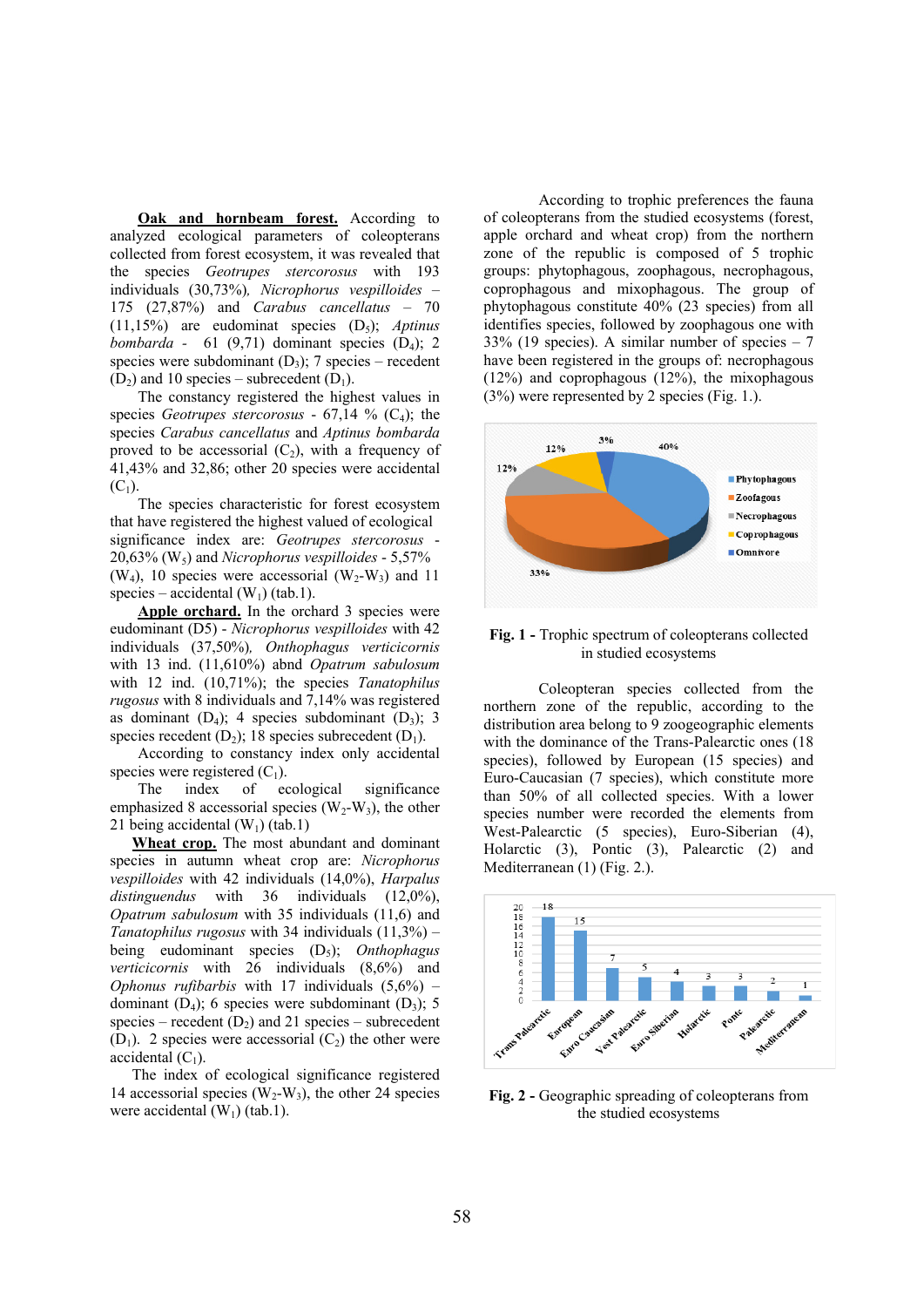**Oak and hornbeam forest.** According to analyzed ecological parameters of coleopterans collected from forest ecosystem, it was revealed that the species *Geotrupes stercorosus* with 193 individuals (30,73%), *Nicrophorus vespilloides* – 175 (27,87%) and *Carabus cancellatus* – 70 (11,15%) are eudominant species ($D_5$); *Aptinus bombarda* - 61 (9,71) dominant species ($D_4$); 2 species were subdominant ($D_3$); 7 species – recedent ($D_2$) and 10 species – subrecedent ($D_1$).

The constancy registered the highest values in species *Geotrupes stercorosus* - 67,14 % ($C_4$); the species *Carabus cancellatus* and *Aptinus bombarda* proved to be accessorial ($C_2$), with a frequency of 41,43% and 32,86; other 20 species were accidental ($C_1$).

The species characteristic for forest ecosystem that have registered the highest valued of ecological significance index are: *Geotrupes stercorosus* - 20,63% ($W_5$) and *Nicrophorus vespilloides* - 5,57% ($W_4$), 10 species were accessorial ($W_2$-$W_3$) and 11 species – accidental ($W_1$) (tab.1).

**Apple orchard.** In the orchard 3 species were eudominant (D5) - *Nicrophorus vespilloides* with 42 individuals (37,50%), *Onthophagus verticicornis* with 13 ind. (11,610%) abnd *Opatrum sabulosum* with 12 ind. (10,71%); the species *Tanatophilus rugosus* with 8 individuals and 7,14% was registered as dominant ($D_4$); 4 species subdominant ($D_3$); 3 species recedent ($D_2$); 18 species subrecedent ($D_1$).

According to constancy index only accidental species were registered ($C_1$).

The index of ecological significance emphasized 8 accessorial species ($W_2$-$W_3$), the other 21 being accidental ($W_1$) (tab.1)

**Wheat crop.** The most abundant and dominant species in autumn wheat crop are: *Nicrophorus vespilloides* with 42 individuals (14,0%), *Harpalus distinguendus* with 36 individuals (12,0%), *Opatrum sabulosum* with 35 individuals (11,6) and *Tanatophilus rugosus* with 34 individuals (11,3%) – being eudominant species ($D_5$); *Onthophagus verticicornis* with 26 individuals (8,6%) and *Ophonus rufibarbis* with 17 individuals (5,6%) – dominant ($D_4$); 6 species were subdominant ($D_3$); 5 species – recedent ($D_2$) and 21 species – subrecedent ($D_1$). 2 species were accessorial ($C_2$) the other were accidental ($C_1$).

The index of ecological significance registered 14 accessorial species ($W_2$-$W_3$), the other 24 species were accidental ($W_1$) (tab.1).

According to trophic preferences the fauna of coleopterans from the studied ecosystems (forest, apple orchard and wheat crop) from the northern zone of the republic is composed of 5 trophic groups: phytophagous, zoophagous, necrophagous, coprophagous and mixophagous. The group of phytophagous constitute 40% (23 species) from all identifies species, followed by zoophagous one with 33% (19 species). A similar number of species – 7 have been registered in the groups of: necrophagous (12%) and coprophagous (12%), the mixophagous (3%) were represented by 2 species (Fig. 1.).

**Fig. 1 -** Trophic spectrum of coleopterans collected in studied ecosystems

Coleopteran species collected from the northern zone of the republic, according to the distribution area belong to 9 zoogeographic elements with the dominance of the Trans-Palearctic ones (18 species), followed by European (15 species) and Euro-Caucasian (7 species), which constitute more than 50% of all collected species. With a lower species number were recorded the elements from West-Palearctic (5 species), Euro-Siberian (4), Holarctic (3), Pontic (3), Palearctic (2) and Mediterranean (1) (Fig. 2.).

**Fig. 2 -** Geographic spreading of coleopterans from the studied ecosystems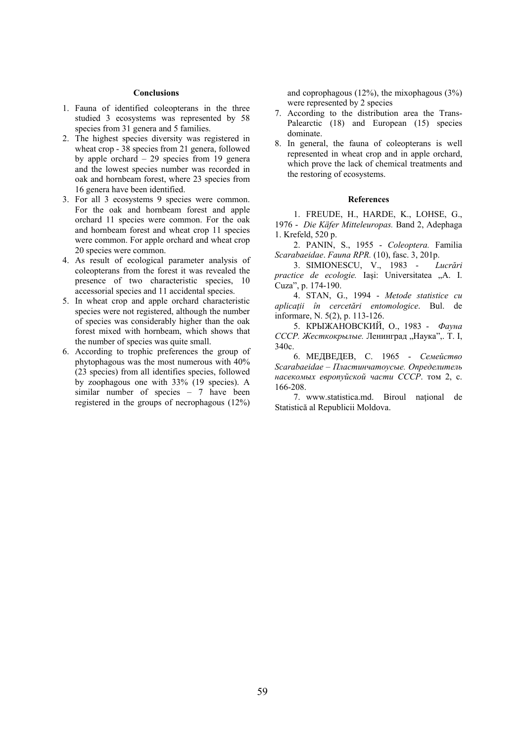## Conclusions

1. Fauna of identified coleopterans in the three studied 3 ecosystems was represented by 58 species from 31 genera and 5 families.
2. The highest species diversity was registered in wheat crop - 38 species from 21 genera, followed by apple orchard – 29 species from 19 genera and the lowest species number was recorded in oak and hornbeam forest, where 23 species from 16 genera have been identified.
3. For all 3 ecosystems 9 species were common. For the oak and hornbeam forest and apple orchard 11 species were common. For the oak and hornbeam forest and wheat crop 11 species were common. For apple orchard and wheat crop 20 species were common.
4. As result of ecological parameter analysis of coleopterans from the forest it was revealed the presence of two characteristic species, 10 accessorial species and 11 accidental species.
5. In wheat crop and apple orchard characteristic species were not registered, although the number of species was considerably higher than the oak forest mixed with hornbeam, which shows that the number of species was quite small.
6. According to trophic preferences the group of phytophagous was the most numerous with 40% (23 species) from all identifies species, followed by zoophagous one with 33% (19 species). A similar number of species – 7 have been registered in the groups of necrophagous (12%) and coprophagous (12%), the mixophagous (3%) were represented by 2 species
7. According to the distribution area the Trans-Palearctic (18) and European (15) species dominate.
8. In general, the fauna of coleopterans is well represented in wheat crop and in apple orchard, which prove the lack of chemical treatments and the restoring of ecosystems.

## References

1. FREUDE, H., HARDE, K., LOHSE, G., 1976 - *Die Käfer Mitteleuropas.* Band 2, Adephaga 1. Krefeld, 520 p.
2. PANIN, S., 1955 - *Coleoptera.* Familia *Scarabaeidae*. *Fauna RPR.* (10), fasc. 3, 201p.
3. SIMIONESCU, V., 1983 - *Lucrări practice de ecologie.* Iaşi: Universitatea „A. I. Cuza", p. 174-190.
4. STAN, G., 1994 - *Metode statistice cu aplicaţii în cercetări entomologice*. Bul. de informare, N. 5(2), p. 113-126.
5. КРЫЖАНОВСКИЙ, О., 1983 - *Фауна СССР. Жесткокрылые.* Ленинград „Наука",. Т. I, 340с.
6. МЕДВЕДЕВ, С. 1965 - *Семейство Scarabaeidae – Пластинчатоусые. Определитель насекомых европуйской части СССР*. том 2, с. 166-208.
7. www.statistica.md. Biroul naţional de Statistică al Republicii Moldova.